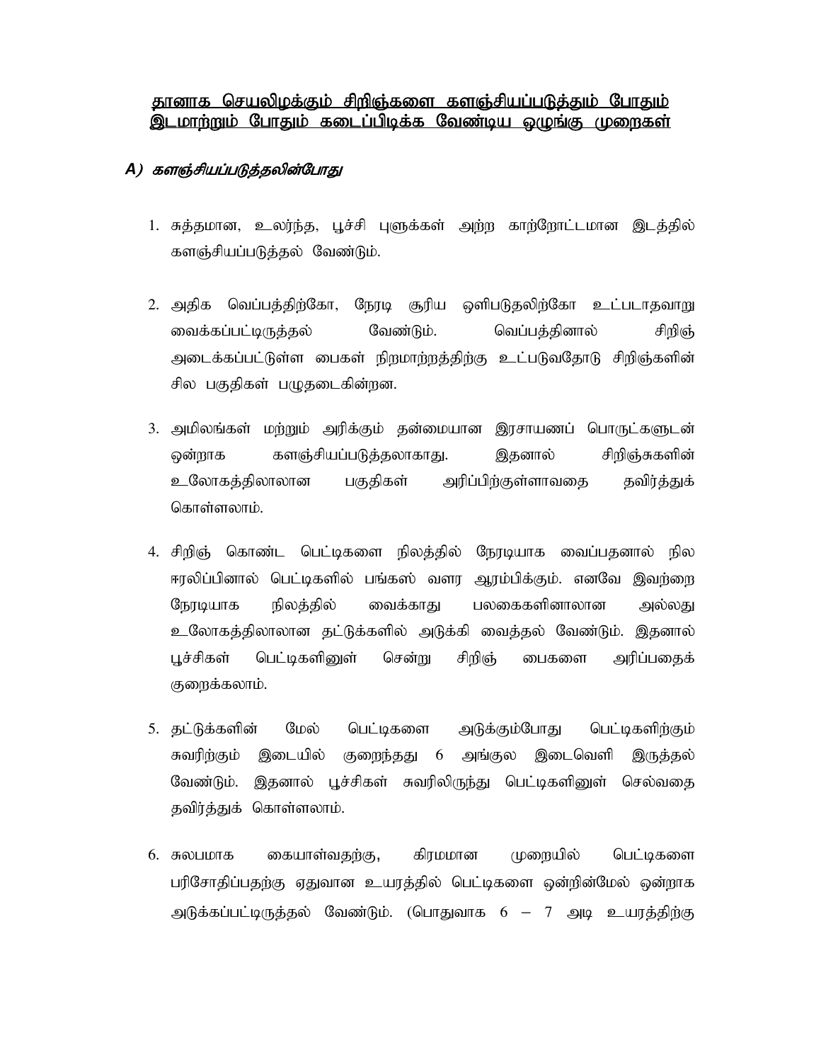# <u>தானாக செயலிழக்கும் சிறிஞ்களை களஞ்சியப்படுத்தும் போதும் இடமாற்றும் போதும் கடைப்பிடிக்க வேண்டிய ஒழுங்கு முறைகள்</u>

## *A) களஞ்சியப்படுத்தலின்போது*

1. சுத்தமான, உலர்ந்த, பூச்சி புளுக்கள் அற்ற காற்றோட்டமான இடத்தில் களஞ்சியப்படுத்தல் வேண்டும்.

2. அதிக வெப்பத்திற்கோ, நேரடி சூரிய ஒளிபடுதலிற்கோ உட்படாதவாறு வைக்கப்பட்டிருத்தல் வேண்டும். வெப்பத்தினால் சிறிஞ் அடைக்கப்பட்டுள்ள பைகள் நிறமாற்றத்திற்கு உட்படுவதோடு சிறிஞ்களின் சில பகுதிகள் பழுதடைகின்றன.

3. அமிலங்கள் மற்றும் அரிக்கும் தன்மையான இரசாயணப் பொருட்களுடன் ஒன்றாக களஞ்சியப்படுத்தலாகாது. இதனால் சிறிஞ்சுகளின் உலோகத்திலாலான பகுதிகள் அரிப்பிற்குள்ளாவதை தவிர்த்துக் கொள்ளலாம்.

4. சிறிஞ் கொண்ட பெட்டிகளை நிலத்தில் நேரடியாக வைப்பதனால் நில ஈரலிப்பினால் பெட்டிகளில் பங்கஸ் வளர ஆரம்பிக்கும். எனவே இவற்றை நேரடியாக நிலத்தில் வைக்காது பலகைகளினாலான அல்லது உலோகத்திலாலான தட்டுக்களில் அடுக்கி வைத்தல் வேண்டும். இதனால் பூச்சிகள் பெட்டிகளினுள் சென்று சிறிஞ் பைகளை அரிப்பதைக் குறைக்கலாம்.

5. தட்டுக்களின் மேல் பெட்டிகளை அடுக்கும்போது பெட்டிகளிற்கும் சுவரிற்கும் இடையில் குறைந்தது 6 அங்குல இடைவெளி இருத்தல் வேண்டும். இதனால் பூச்சிகள் சுவரிலிருந்து பெட்டிகளினுள் செல்வதை தவிர்த்துக் கொள்ளலாம்.

6. சுலபமாக கையாள்வதற்கு, கிரமமான முறையில் பெட்டிகளை பரிசோதிப்பதற்கு ஏதுவான உயரத்தில் பெட்டிகளை ஒன்றின்மேல் ஒன்றாக அடுக்கப்பட்டிருத்தல் வேண்டும். (பொதுவாக 6 – 7 அடி உயரத்திற்கு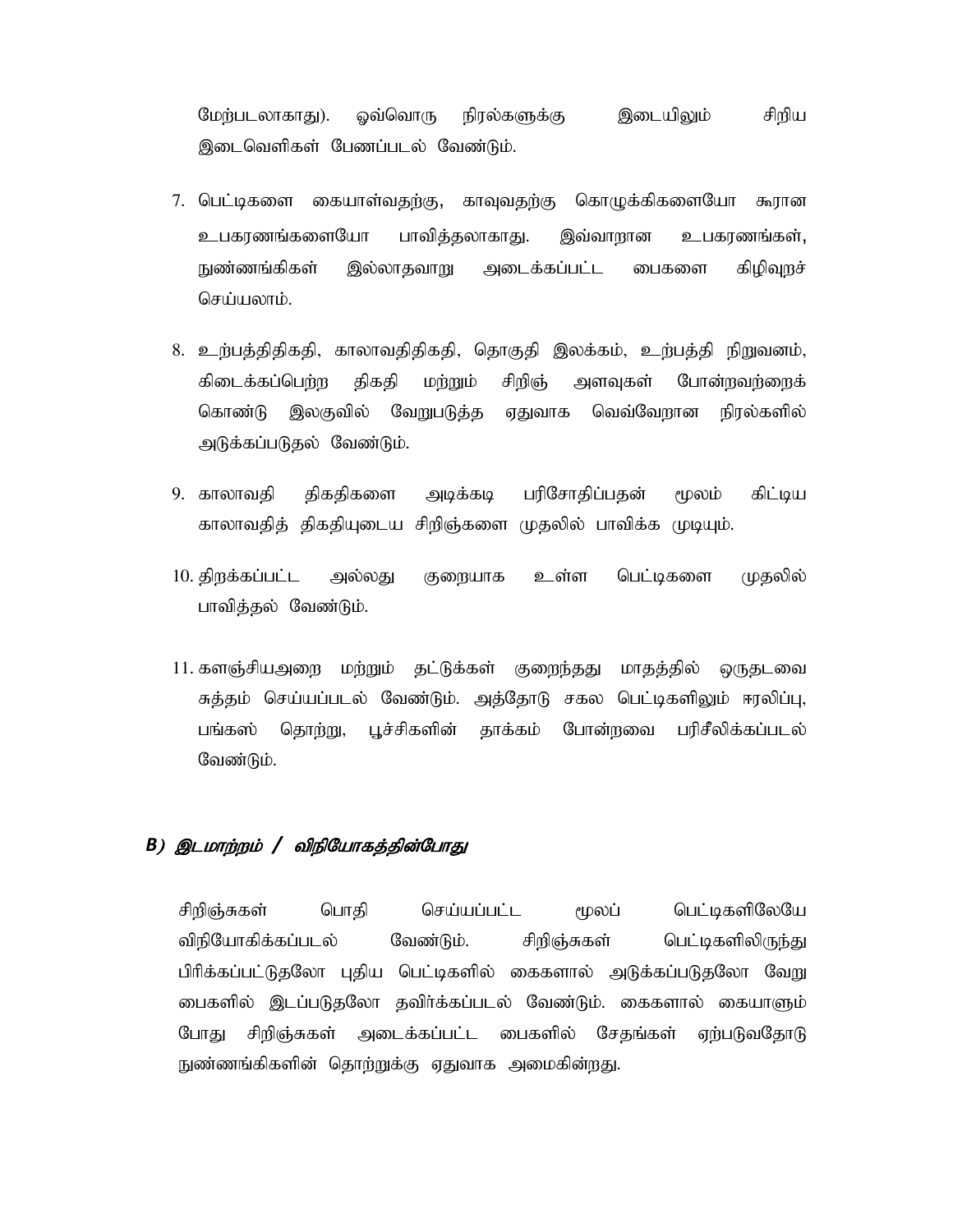மேற்படலாகாது). ஒவ்வொரு நிரல்களுக்கு இடையிலும் சிறிய இடைவெளிகள் பேணப்படல் வேண்டும்.

7. பெட்டிகளை கையாள்வதற்கு, காவுவதற்கு கொழுக்கிகளையோ கூரான உபகரணங்களையோ பாவித்தலாகாது. இவ்வாறான உபகரணங்கள், நுண்ணங்கிகள் இல்லாதவாறு அடைக்கப்பட்ட பைகளை கிழிவுறச் செய்யலாம்.

8. உற்பத்திதிகதி, காலாவதிதிகதி, தொகுதி இலக்கம், உற்பத்தி நிறுவனம், கிடைக்கப்பெற்ற திகதி மற்றும் சிறிஞ் அளவுகள் போன்றவற்றைக் கொண்டு இலகுவில் வேறுபடுத்த ஏதுவாக வெவ்வேறான நிரல்களில் அடுக்கப்படுதல் வேண்டும்.

9. காலாவதி திகதிகளை அடிக்கடி பரிசோதிப்பதன் மூலம் கிட்டிய காலாவதித் திகதியுடைய சிறிஞ்களை முதலில் பாவிக்க முடியும்.

10. திறக்கப்பட்ட அல்லது குறையாக உள்ள பெட்டிகளை முதலில் பாவித்தல் வேண்டும்.

11. களஞ்சியஅறை மற்றும் தட்டுக்கள் குறைந்தது மாதத்தில் ஒருதடவை சுத்தம் செய்யப்படல் வேண்டும். அத்தோடு சகல பெட்டிகளிலும் ஈரலிப்பு, பங்கஸ் தொற்று, பூச்சிகளின் தாக்கம் போன்றவை பரிசீலிக்கப்படல் வேண்டும்.

### *B) இடமாற்றம் / விநியோகத்தின்போது*

சிறிஞ்சுகள் பொதி செய்யப்பட்ட மூலப் பெட்டிகளிலேயே விநியோகிக்கப்படல் வேண்டும். சிறிஞ்சுகள் பெட்டிகளிலிருந்து பிரிக்கப்பட்டுதலோ புதிய பெட்டிகளில் கைகளால் அடுக்கப்படுதலோ வேறு பைகளில் இடப்படுதலோ தவிர்க்கப்படல் வேண்டும். கைகளால் கையாளும் போது சிறிஞ்சுகள் அடைக்கப்பட்ட பைகளில் சேதங்கள் ஏற்படுவதோடு நுண்ணங்கிகளின் தொற்றுக்கு ஏதுவாக அமைகின்றது.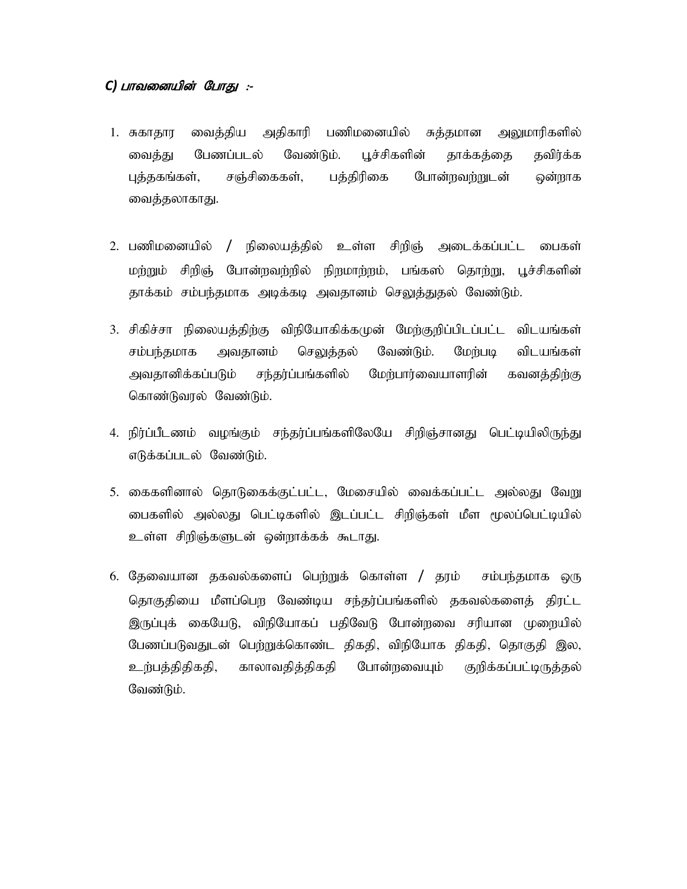### *C) பாவனையின் போது :-*

1. சுகாதார வைத்திய அதிகாரி பணிமனையில் சுத்தமான அலுமாரிகளில் வைத்து பேணப்படல் வேண்டும். பூச்சிகளின் தாக்கத்தை தவிர்க்க புத்தகங்கள், சஞ்சிகைகள், பத்திரிகை போன்றவற்றுடன் ஒன்றாக வைத்தலாகாது.

2. பணிமனையில் / நிலையத்தில் உள்ள சிறிஞ் அடைக்கப்பட்ட பைகள் மற்றும் சிறிஞ் போன்றவற்றில் நிறமாற்றம், பங்கஸ் தொற்று, பூச்சிகளின் தாக்கம் சம்பந்தமாக அடிக்கடி அவதானம் செலுத்துதல் வேண்டும்.

3. சிகிச்சா நிலையத்திற்கு விநியோகிக்கமுன் மேற்குறிப்பிடப்பட்ட விடயங்கள் சம்பந்தமாக அவதானம் செலுத்தல் வேண்டும். மேற்படி விடயங்கள் அவதானிக்கப்படும் சந்தர்ப்பங்களில் மேற்பார்வையாளரின் கவனத்திற்கு கொண்டுவரல் வேண்டும்.

4. நிர்ப்பீடணம் வழங்கும் சந்தர்ப்பங்களிலேயே சிறிஞ்சானது பெட்டியிலிருந்து எடுக்கப்படல் வேண்டும்.

5. கைகளினால் தொடுகைக்குட்பட்ட, மேசையில் வைக்கப்பட்ட அல்லது வேறு பைகளில் அல்லது பெட்டிகளில் இடப்பட்ட சிறிஞ்கள் மீள மூலப்பெட்டியில் உள்ள சிறிஞ்களுடன் ஒன்றாக்கக் கூடாது.

6. தேவையான தகவல்களைப் பெற்றுக் கொள்ள / தரம் சம்பந்தமாக ஒரு தொகுதியை மீளப்பெற வேண்டிய சந்தர்ப்பங்களில் தகவல்களைத் திரட்ட இருப்புக் கையேடு, விநியோகப் பதிவேடு போன்றவை சரியான முறையில் பேணப்படுவதுடன் பெற்றுக்கொண்ட திகதி, விநியோக திகதி, தொகுதி இல, உற்பத்திதிகதி, காலாவதித்திகதி போன்றவையும் குறிக்கப்பட்டிருத்தல் வேண்டும்.